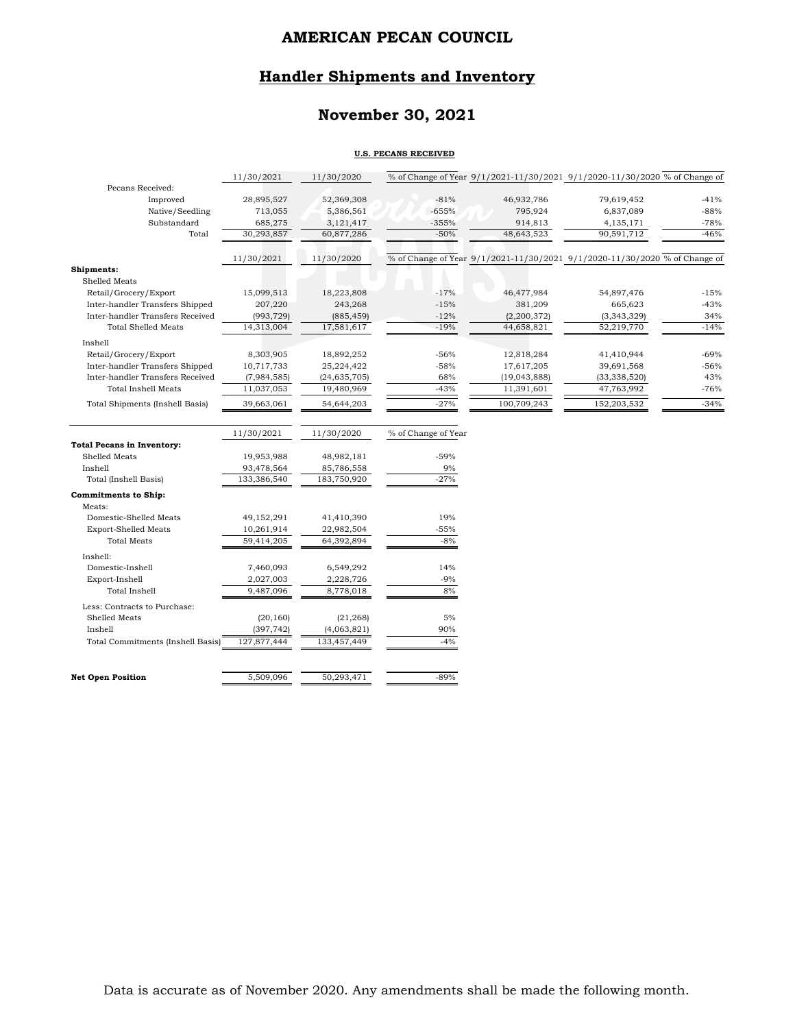# AMERICAN PECAN COUNCIL

## Handler Shipments and Inventory

## November 30, 2021

**U.S. PECANS RECEIVED**

| | 11/30/2021 | 11/30/2020 | % of Change of Year | 9/1/2021-11/30/2021 | 9/1/2020-11/30/2020 | % of Change of |
|---|---|---|---|---|---|---|
| Pecans Received: | | | | | | |
| Improved | 28,895,527 | 52,369,308 | -81% | 46,932,786 | 79,619,452 | -41% |
| Native/Seedling | 713,055 | 5,386,561 | -655% | 795,924 | 6,837,089 | -88% |
| Substandard | 685,275 | 3,121,417 | -355% | 914,813 | 4,135,171 | -78% |
| Total | 30,293,857 | 60,877,286 | -50% | 48,643,523 | 90,591,712 | -46% |

| | 11/30/2021 | 11/30/2020 | % of Change of Year | 9/1/2021-11/30/2021 | 9/1/2020-11/30/2020 | % of Change of |
|---|---|---|---|---|---|---|
| **Shipments:** | | | | | | |
| Shelled Meats | | | | | | |
| Retail/Grocery/Export | 15,099,513 | 18,223,808 | -17% | 46,477,984 | 54,897,476 | -15% |
| Inter-handler Transfers Shipped | 207,220 | 243,268 | -15% | 381,209 | 665,623 | -43% |
| Inter-handler Transfers Received | (993,729) | (885,459) | -12% | (2,200,372) | (3,343,329) | 34% |
| Total Shelled Meats | 14,313,004 | 17,581,617 | -19% | 44,658,821 | 52,219,770 | -14% |
| Inshell | | | | | | |
| Retail/Grocery/Export | 8,303,905 | 18,892,252 | -56% | 12,818,284 | 41,410,944 | -69% |
| Inter-handler Transfers Shipped | 10,717,733 | 25,224,422 | -58% | 17,617,205 | 39,691,568 | -56% |
| Inter-handler Transfers Received | (7,984,585) | (24,635,705) | 68% | (19,043,888) | (33,338,520) | 43% |
| Total Inshell Meats | 11,037,053 | 19,480,969 | -43% | 11,391,601 | 47,763,992 | -76% |
| Total Shipments (Inshell Basis) | 39,663,061 | 54,644,203 | -27% | 100,709,243 | 152,203,532 | -34% |

| | 11/30/2021 | 11/30/2020 | % of Change of Year |
|---|---|---|---|
| **Total Pecans in Inventory:** | | | |
| Shelled Meats | 19,953,988 | 48,982,181 | -59% |
| Inshell | 93,478,564 | 85,786,558 | 9% |
| Total (Inshell Basis) | 133,386,540 | 183,750,920 | -27% |
| **Commitments to Ship:** | | | |
| Meats: | | | |
| Domestic-Shelled Meats | 49,152,291 | 41,410,390 | 19% |
| Export-Shelled Meats | 10,261,914 | 22,982,504 | -55% |
| Total Meats | 59,414,205 | 64,392,894 | -8% |
| Inshell: | | | |
| Domestic-Inshell | 7,460,093 | 6,549,292 | 14% |
| Export-Inshell | 2,027,003 | 2,228,726 | -9% |
| Total Inshell | 9,487,096 | 8,778,018 | 8% |
| Less: Contracts to Purchase: | | | |
| Shelled Meats | (20,160) | (21,268) | 5% |
| Inshell | (397,742) | (4,063,821) | 90% |
| Total Commitments (Inshell Basis) | 127,877,444 | 133,457,449 | -4% |
| **Net Open Position** | 5,509,096 | 50,293,471 | -89% |

Data is accurate as of November 2020. Any amendments shall be made the following month.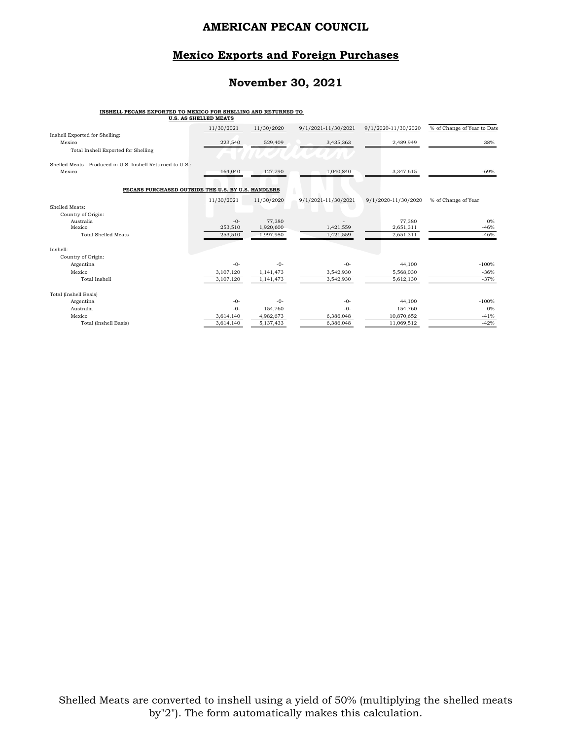# AMERICAN PECAN COUNCIL

## Mexico Exports and Foreign Purchases

## November 30, 2021

**INSHELL PECANS EXPORTED TO MEXICO FOR SHELLING AND RETURNED TO U.S. AS SHELLED MEATS**

| | 11/30/2021 | 11/30/2020 | 9/1/2021-11/30/2021 | 9/1/2020-11/30/2020 | % of Change of Year to Date |
|---|---|---|---|---|---|
| Inshell Exported for Shelling: | | | | | |
| Mexico | 223,540 | 529,409 | 3,435,363 | 2,489,949 | 38% |
| Total Inshell Exported for Shelling | | | | | |
| Shelled Meats - Produced in U.S. Inshell Returned to U.S.: | | | | | |
| Mexico | 164,040 | 127,290 | 1,040,840 | 3,347,615 | -69% |

**PECANS PURCHASED OUTSIDE THE U.S. BY U.S. HANDLERS**

| | 11/30/2021 | 11/30/2020 | 9/1/2021-11/30/2021 | 9/1/2020-11/30/2020 | % of Change of Year |
|---|---|---|---|---|---|
| Shelled Meats: | | | | | |
| Country of Origin: | | | | | |
| Australia | -0- | 77,380 | - | 77,380 | 0% |
| Mexico | 253,510 | 1,920,600 | 1,421,559 | 2,651,311 | -46% |
| Total Shelled Meats | 253,510 | 1,997,980 | 1,421,559 | 2,651,311 | -46% |
| Inshell: | | | | | |
| Country of Origin: | | | | | |
| Argentina | -0- | -0- | -0- | 44,100 | -100% |
| Mexico | 3,107,120 | 1,141,473 | 3,542,930 | 5,568,030 | -36% |
| Total Inshell | 3,107,120 | 1,141,473 | 3,542,930 | 5,612,130 | -37% |
| Total (Inshell Basis) | | | | | |
| Argentina | -0- | -0- | -0- | 44,100 | -100% |
| Australia | -0- | 154,760 | -0- | 154,760 | 0% |
| Mexico | 3,614,140 | 4,982,673 | 6,386,048 | 10,870,652 | -41% |
| Total (Inshell Basis) | 3,614,140 | 5,137,433 | 6,386,048 | 11,069,512 | -42% |

Shelled Meats are converted to inshell using a yield of 50% (multiplying the shelled meats by"2"). The form automatically makes this calculation.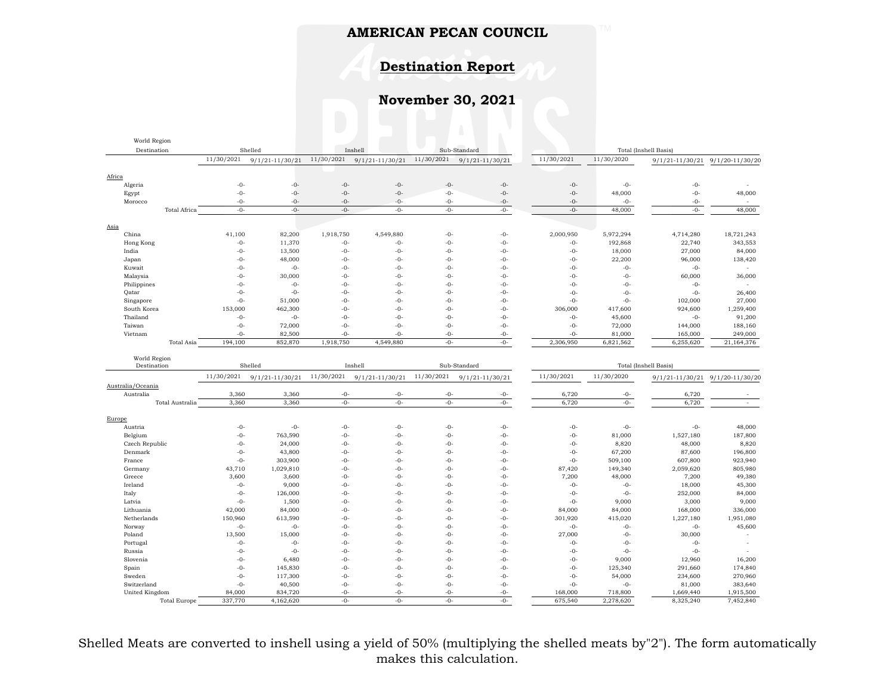# AMERICAN PECAN COUNCIL

## Destination Report

## November 30, 2021

| World Region Destination | Shelled | | Inshell | | Sub-Standard | | Total (Inshell Basis) | | | |
|---|---|---|---|---|---|---|---|---|---|---|
| | 11/30/2021 | 9/1/21-11/30/21 | 11/30/2021 | 9/1/21-11/30/21 | 11/30/2021 | 9/1/21-11/30/21 | 11/30/2021 | 11/30/2020 | 9/1/21-11/30/21 | 9/1/20-11/30/20 |
| Africa | | | | | | | | | | |
| Algeria | -0- | -0- | -0- | -0- | -0- | -0- | -0- | -0- | -0- | - |
| Egypt | -0- | -0- | -0- | -0- | -0- | -0- | -0- | 48,000 | -0- | 48,000 |
| Morocco | -0- | -0- | -0- | -0- | -0- | -0- | -0- | -0- | -0- | - |
| Total Africa | -0- | -0- | -0- | -0- | -0- | -0- | -0- | 48,000 | -0- | 48,000 |
| Asia | | | | | | | | | | |
| China | 41,100 | 82,200 | 1,918,750 | 4,549,880 | -0- | -0- | 2,000,950 | 5,972,294 | 4,714,280 | 18,721,243 |
| Hong Kong | -0- | 11,370 | -0- | -0- | -0- | -0- | -0- | 192,868 | 22,740 | 343,553 |
| India | -0- | 13,500 | -0- | -0- | -0- | -0- | -0- | 18,000 | 27,000 | 84,000 |
| Japan | -0- | 48,000 | -0- | -0- | -0- | -0- | -0- | 22,200 | 96,000 | 138,420 |
| Kuwait | -0- | -0- | -0- | -0- | -0- | -0- | -0- | -0- | -0- | - |
| Malaysia | -0- | 30,000 | -0- | -0- | -0- | -0- | -0- | -0- | 60,000 | 36,000 |
| Philippines | -0- | -0- | -0- | -0- | -0- | -0- | -0- | -0- | -0- | - |
| Qatar | -0- | -0- | -0- | -0- | -0- | -0- | -0- | -0- | -0- | 26,400 |
| Singapore | -0- | 51,000 | -0- | -0- | -0- | -0- | -0- | -0- | 102,000 | 27,000 |
| South Korea | 153,000 | 462,300 | -0- | -0- | -0- | -0- | 306,000 | 417,600 | 924,600 | 1,259,400 |
| Thailand | -0- | -0- | -0- | -0- | -0- | -0- | -0- | 45,600 | -0- | 91,200 |
| Taiwan | -0- | 72,000 | -0- | -0- | -0- | -0- | -0- | 72,000 | 144,000 | 188,160 |
| Vietnam | -0- | 82,500 | -0- | -0- | -0- | -0- | -0- | 81,000 | 165,000 | 249,000 |
| Total Asia | 194,100 | 852,870 | 1,918,750 | 4,549,880 | -0- | -0- | 2,306,950 | 6,821,562 | 6,255,620 | 21,164,376 |
| Australia/Oceania | | | | | | | | | | |
| Australia | 3,360 | 3,360 | -0- | -0- | -0- | -0- | 6,720 | -0- | 6,720 | - |
| Total Australia | 3,360 | 3,360 | -0- | -0- | -0- | -0- | 6,720 | -0- | 6,720 | - |
| Europe | | | | | | | | | | |
| Austria | -0- | -0- | -0- | -0- | -0- | -0- | -0- | -0- | -0- | 48,000 |
| Belgium | -0- | 763,590 | -0- | -0- | -0- | -0- | -0- | 81,000 | 1,527,180 | 187,800 |
| Czech Republic | -0- | 24,000 | -0- | -0- | -0- | -0- | -0- | 8,820 | 48,000 | 8,820 |
| Denmark | -0- | 43,800 | -0- | -0- | -0- | -0- | -0- | 67,200 | 87,600 | 196,800 |
| France | -0- | 303,900 | -0- | -0- | -0- | -0- | -0- | 509,100 | 607,800 | 923,940 |
| Germany | 43,710 | 1,029,810 | -0- | -0- | -0- | -0- | 87,420 | 149,340 | 2,059,620 | 805,980 |
| Greece | 3,600 | 3,600 | -0- | -0- | -0- | -0- | 7,200 | 48,000 | 7,200 | 49,380 |
| Ireland | -0- | 9,000 | -0- | -0- | -0- | -0- | -0- | -0- | 18,000 | 45,300 |
| Italy | -0- | 126,000 | -0- | -0- | -0- | -0- | -0- | -0- | 252,000 | 84,000 |
| Latvia | -0- | 1,500 | -0- | -0- | -0- | -0- | -0- | 9,000 | 3,000 | 9,000 |
| Lithuania | 42,000 | 84,000 | -0- | -0- | -0- | -0- | 84,000 | 84,000 | 168,000 | 336,000 |
| Netherlands | 150,960 | 613,590 | -0- | -0- | -0- | -0- | 301,920 | 415,020 | 1,227,180 | 1,951,080 |
| Norway | -0- | -0- | -0- | -0- | -0- | -0- | -0- | -0- | -0- | 45,600 |
| Poland | 13,500 | 15,000 | -0- | -0- | -0- | -0- | 27,000 | -0- | 30,000 | - |
| Portugal | -0- | -0- | -0- | -0- | -0- | -0- | -0- | -0- | -0- | - |
| Russia | -0- | -0- | -0- | -0- | -0- | -0- | -0- | -0- | -0- | - |
| Slovenia | -0- | 6,480 | -0- | -0- | -0- | -0- | -0- | 9,000 | 12,960 | 16,200 |
| Spain | -0- | 145,830 | -0- | -0- | -0- | -0- | -0- | 125,340 | 291,660 | 174,840 |
| Sweden | -0- | 117,300 | -0- | -0- | -0- | -0- | -0- | 54,000 | 234,600 | 270,960 |
| Switzerland | -0- | 40,500 | -0- | -0- | -0- | -0- | -0- | -0- | 81,000 | 383,640 |
| United Kingdom | 84,000 | 834,720 | -0- | -0- | -0- | -0- | 168,000 | 718,800 | 1,669,440 | 1,915,500 |
| Total Europe | 337,770 | 4,162,620 | -0- | -0- | -0- | -0- | 675,540 | 2,278,620 | 8,325,240 | 7,452,840 |

Shelled Meats are converted to inshell using a yield of 50% (multiplying the shelled meats by"2"). The form automatically makes this calculation.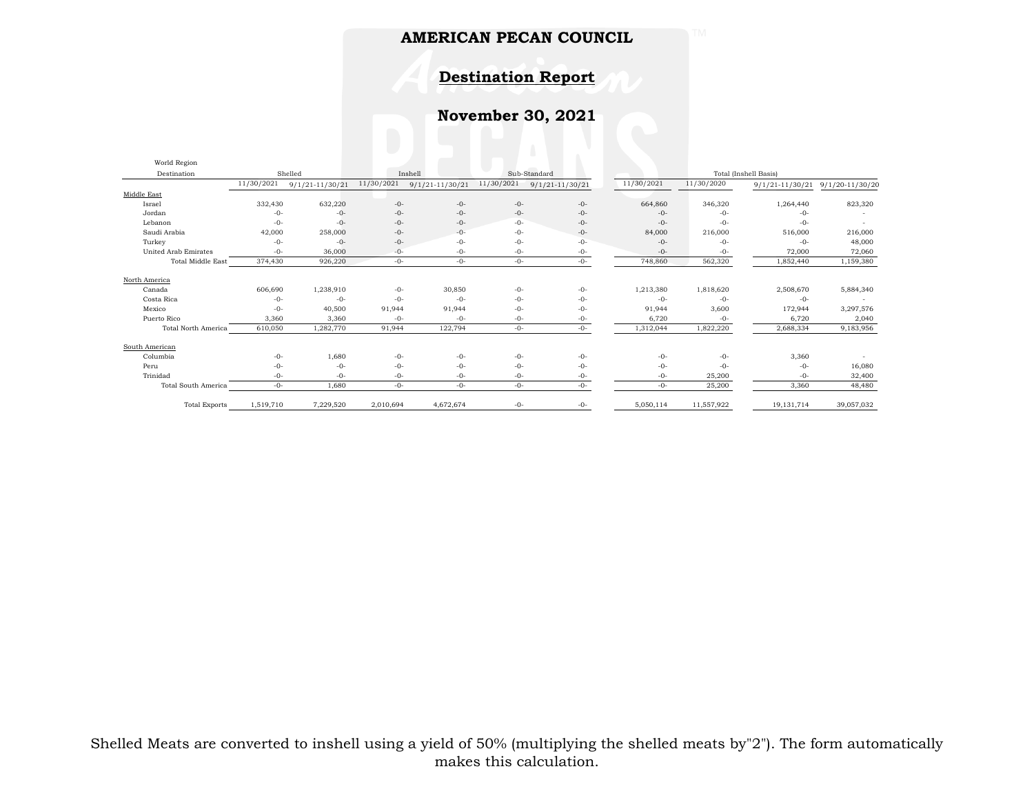# AMERICAN PECAN COUNCIL

## Destination Report

## November 30, 2021

| World Region Destination | Shelled | | Inshell | | Sub-Standard | | Total (Inshell Basis) | | | |
|---|---|---|---|---|---|---|---|---|---|---|
| | 11/30/2021 | 9/1/21-11/30/21 | 11/30/2021 | 9/1/21-11/30/21 | 11/30/2021 | 9/1/21-11/30/21 | 11/30/2021 | 11/30/2020 | 9/1/21-11/30/21 | 9/1/20-11/30/20 |
| Middle East | | | | | | | | | | |
| Israel | 332,430 | 632,220 | -0- | -0- | -0- | -0- | 664,860 | 346,320 | 1,264,440 | 823,320 |
| Jordan | -0- | -0- | -0- | -0- | -0- | -0- | -0- | -0- | -0- | - |
| Lebanon | -0- | -0- | -0- | -0- | -0- | -0- | -0- | -0- | -0- | - |
| Saudi Arabia | 42,000 | 258,000 | -0- | -0- | -0- | -0- | 84,000 | 216,000 | 516,000 | 216,000 |
| Turkey | -0- | -0- | -0- | -0- | -0- | -0- | -0- | -0- | -0- | 48,000 |
| United Arab Emirates | -0- | 36,000 | -0- | -0- | -0- | -0- | -0- | -0- | 72,000 | 72,060 |
| Total Middle East | 374,430 | 926,220 | -0- | -0- | -0- | -0- | 748,860 | 562,320 | 1,852,440 | 1,159,380 |
| North America | | | | | | | | | | |
| Canada | 606,690 | 1,238,910 | -0- | 30,850 | -0- | -0- | 1,213,380 | 1,818,620 | 2,508,670 | 5,884,340 |
| Costa Rica | -0- | -0- | -0- | -0- | -0- | -0- | -0- | -0- | -0- | - |
| Mexico | -0- | 40,500 | 91,944 | 91,944 | -0- | -0- | 91,944 | 3,600 | 172,944 | 3,297,576 |
| Puerto Rico | 3,360 | 3,360 | -0- | -0- | -0- | -0- | 6,720 | -0- | 6,720 | 2,040 |
| Total North America | 610,050 | 1,282,770 | 91,944 | 122,794 | -0- | -0- | 1,312,044 | 1,822,220 | 2,688,334 | 9,183,956 |
| South American | | | | | | | | | | |
| Columbia | -0- | 1,680 | -0- | -0- | -0- | -0- | -0- | -0- | 3,360 | - |
| Peru | -0- | -0- | -0- | -0- | -0- | -0- | -0- | -0- | -0- | 16,080 |
| Trinidad | -0- | -0- | -0- | -0- | -0- | -0- | -0- | 25,200 | -0- | 32,400 |
| Total South America | -0- | 1,680 | -0- | -0- | -0- | -0- | -0- | 25,200 | 3,360 | 48,480 |
| Total Exports | 1,519,710 | 7,229,520 | 2,010,694 | 4,672,674 | -0- | -0- | 5,050,114 | 11,557,922 | 19,131,714 | 39,057,032 |

Shelled Meats are converted to inshell using a yield of 50% (multiplying the shelled meats by"2"). The form automatically makes this calculation.